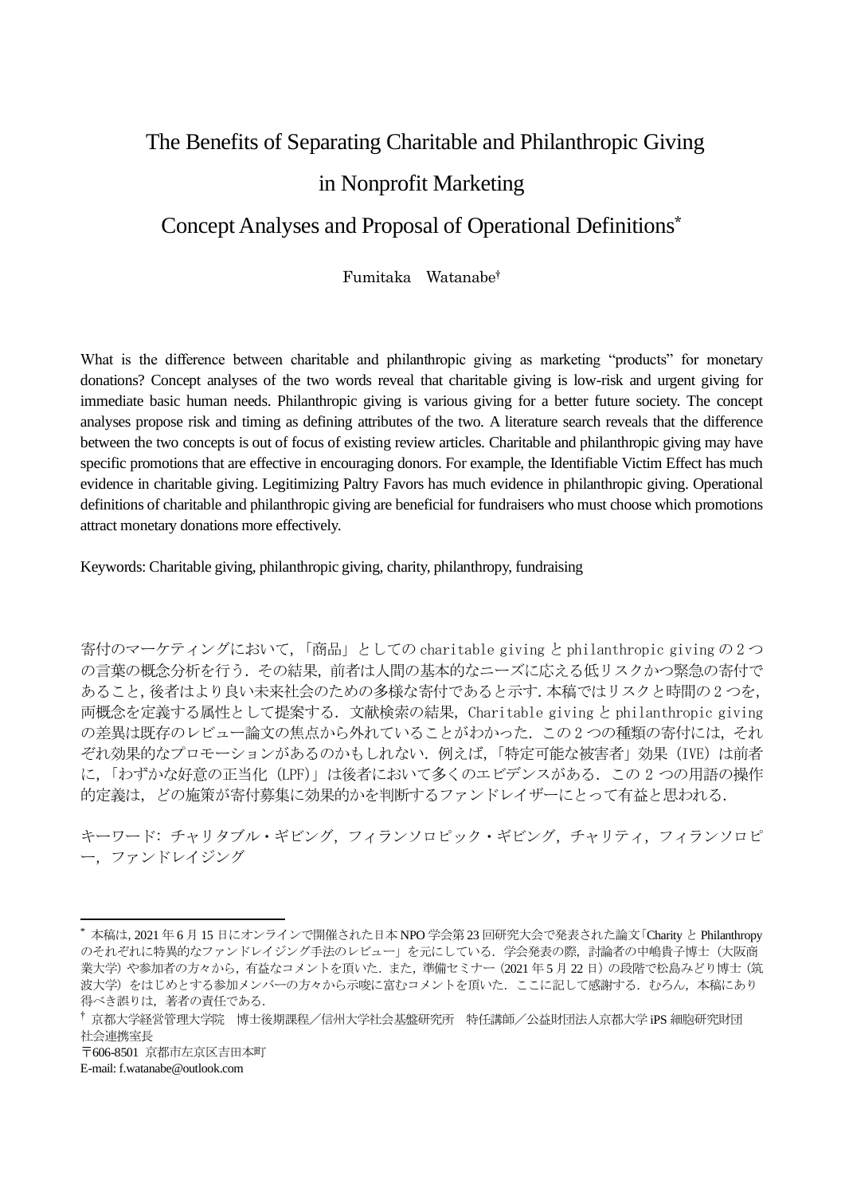# The Benefits of Separating Charitable and Philanthropic Giving in Nonprofit Marketing

## Concept Analyses and Proposal of Operational Definitions*

Fumitaka　Watanabe†

What is the difference between charitable and philanthropic giving as marketing "products" for monetary donations? Concept analyses of the two words reveal that charitable giving is low-risk and urgent giving for immediate basic human needs. Philanthropic giving is various giving for a better future society. The concept analyses propose risk and timing as defining attributes of the two. A literature search reveals that the difference between the two concepts is out of focus of existing review articles. Charitable and philanthropic giving may have specific promotions that are effective in encouraging donors. For example, the Identifiable Victim Effect has much evidence in charitable giving. Legitimizing Paltry Favors has much evidence in philanthropic giving. Operational definitions of charitable and philanthropic giving are beneficial for fundraisers who must choose which promotions attract monetary donations more effectively.

Keywords: Charitable giving, philanthropic giving, charity, philanthropy, fundraising

寄付のマーケティングにおいて，「商品」としての charitable giving と philanthropic giving の２つの言葉の概念分析を行う．その結果，前者は人間の基本的なニーズに応える低リスクかつ緊急の寄付であること，後者はより良い未来社会のための多様な寄付であると示す．本稿ではリスクと時間の２つを，両概念を定義する属性として提案する．文献検索の結果，Charitable giving と philanthropic giving の差異は既存のレビュー論文の焦点から外れていることがわかった．この２つの種類の寄付には，それぞれ効果的なプロモーションがあるのかもしれない．例えば，「特定可能な被害者」効果（IVE）は前者に，「わずかな好意の正当化（LPF）」は後者において多くのエビデンスがある．この 2 つの用語の操作的定義は，どの施策が寄付募集に効果的かを判断するファンドレイザーにとって有益と思われる．

キーワード: チャリタブル・ギビング，フィランソロピック・ギビング，チャリティ，フィランソロピー，ファンドレイジング

---

\* 本稿は，2021 年 6 月 15 日にオンラインで開催された日本 NPO 学会第 23 回研究大会で発表された論文「Charity と Philanthropy のそれぞれに特異的なファンドレイジング手法のレビュー」を元にしている．学会発表の際，討論者の中嶋貴子博士（大阪商業大学）や参加者の方々から，有益なコメントを頂いた．また，準備セミナー（2021 年 5 月 22 日）の段階で松島みどり博士（筑波大学）をはじめとする参加メンバーの方々から示唆に富むコメントを頂いた．ここに記して感謝する．むろん，本稿にあり得べき誤りは，著者の責任である．

† 京都大学経営管理大学院　博士後期課程／信州大学社会基盤研究所　特任講師／公益財団法人京都大学 iPS 細胞研究財団　社会連携室長
〒606-8501 京都市左京区吉田本町
E-mail: f.watanabe@outlook.com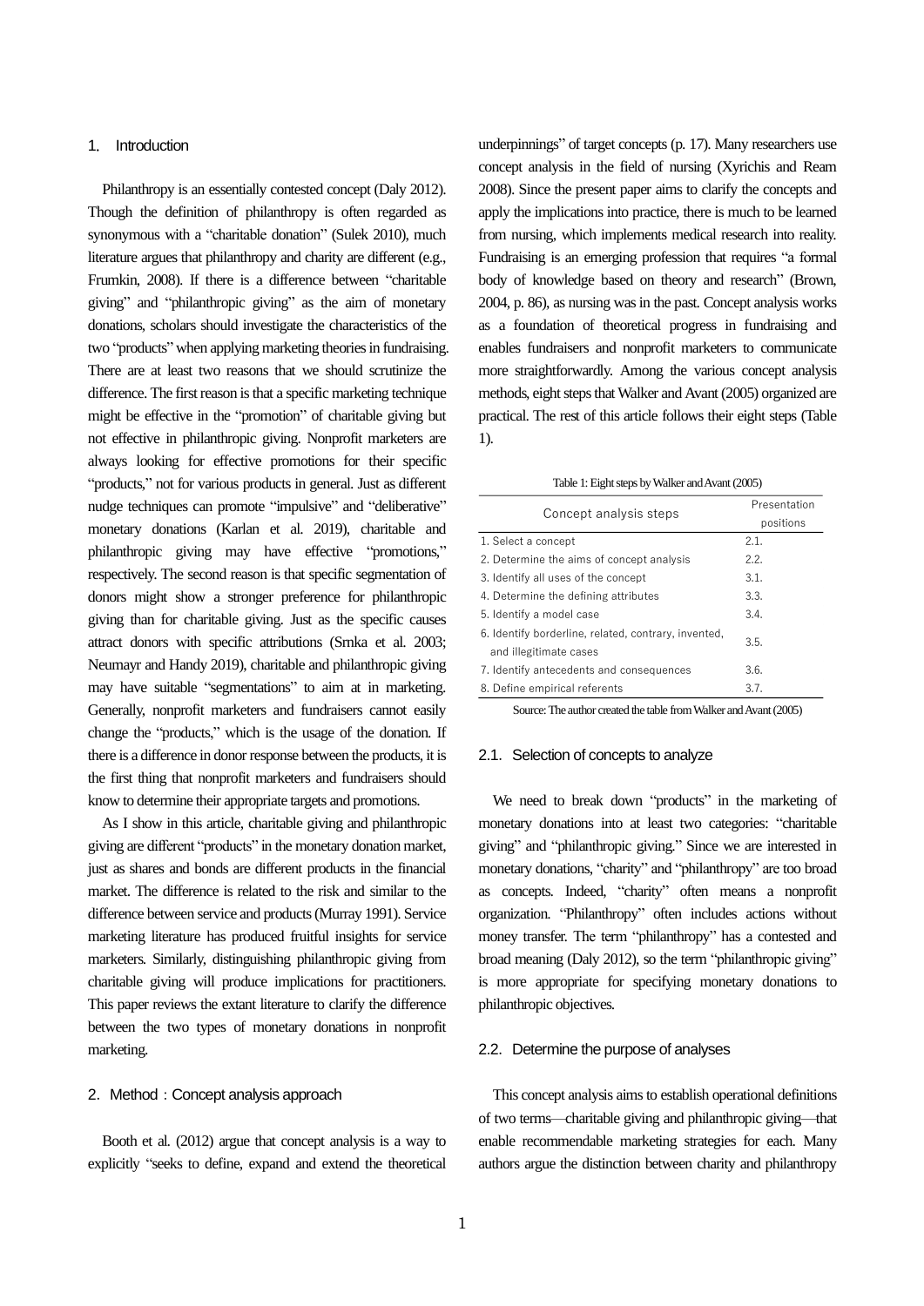## 1. Introduction

Philanthropy is an essentially contested concept (Daly 2012). Though the definition of philanthropy is often regarded as synonymous with a "charitable donation" (Sulek 2010), much literature argues that philanthropy and charity are different (e.g., Frumkin, 2008). If there is a difference between "charitable giving" and "philanthropic giving" as the aim of monetary donations, scholars should investigate the characteristics of the two "products" when applying marketing theories in fundraising. There are at least two reasons that we should scrutinize the difference. The first reason is that a specific marketing technique might be effective in the "promotion" of charitable giving but not effective in philanthropic giving. Nonprofit marketers are always looking for effective promotions for their specific "products," not for various products in general. Just as different nudge techniques can promote "impulsive" and "deliberative" monetary donations (Karlan et al. 2019), charitable and philanthropic giving may have effective "promotions," respectively. The second reason is that specific segmentation of donors might show a stronger preference for philanthropic giving than for charitable giving. Just as the specific causes attract donors with specific attributions (Srnka et al. 2003; Neumayr and Handy 2019), charitable and philanthropic giving may have suitable "segmentations" to aim at in marketing. Generally, nonprofit marketers and fundraisers cannot easily change the "products," which is the usage of the donation. If there is a difference in donor response between the products, it is the first thing that nonprofit marketers and fundraisers should know to determine their appropriate targets and promotions.

As I show in this article, charitable giving and philanthropic giving are different "products" in the monetary donation market, just as shares and bonds are different products in the financial market. The difference is related to the risk and similar to the difference between service and products (Murray 1991). Service marketing literature has produced fruitful insights for service marketers. Similarly, distinguishing philanthropic giving from charitable giving will produce implications for practitioners. This paper reviews the extant literature to clarify the difference between the two types of monetary donations in nonprofit marketing.

## 2. Method：Concept analysis approach

Booth et al. (2012) argue that concept analysis is a way to explicitly "seeks to define, expand and extend the theoretical underpinnings" of target concepts (p. 17). Many researchers use concept analysis in the field of nursing (Xyrichis and Ream 2008). Since the present paper aims to clarify the concepts and apply the implications into practice, there is much to be learned from nursing, which implements medical research into reality. Fundraising is an emerging profession that requires "a formal body of knowledge based on theory and research" (Brown, 2004, p. 86), as nursing was in the past. Concept analysis works as a foundation of theoretical progress in fundraising and enables fundraisers and nonprofit marketers to communicate more straightforwardly. Among the various concept analysis methods, eight steps that Walker and Avant (2005) organized are practical. The rest of this article follows their eight steps (Table 1).

Table 1: Eight steps by Walker and Avant (2005)

| Concept analysis steps | Presentation positions |
|---|---|
| 1. Select a concept | 2.1. |
| 2. Determine the aims of concept analysis | 2.2. |
| 3. Identify all uses of the concept | 3.1. |
| 4. Determine the defining attributes | 3.3. |
| 5. Identify a model case | 3.4. |
| 6. Identify borderline, related, contrary, invented, and illegitimate cases | 3.5. |
| 7. Identify antecedents and consequences | 3.6. |
| 8. Define empirical referents | 3.7. |

Source: The author created the table from Walker and Avant (2005)

### 2.1. Selection of concepts to analyze

We need to break down "products" in the marketing of monetary donations into at least two categories: "charitable giving" and "philanthropic giving." Since we are interested in monetary donations, "charity" and "philanthropy" are too broad as concepts. Indeed, "charity" often means a nonprofit organization. "Philanthropy" often includes actions without money transfer. The term "philanthropy" has a contested and broad meaning (Daly 2012), so the term "philanthropic giving" is more appropriate for specifying monetary donations to philanthropic objectives.

### 2.2. Determine the purpose of analyses

This concept analysis aims to establish operational definitions of two terms—charitable giving and philanthropic giving—that enable recommendable marketing strategies for each. Many authors argue the distinction between charity and philanthropy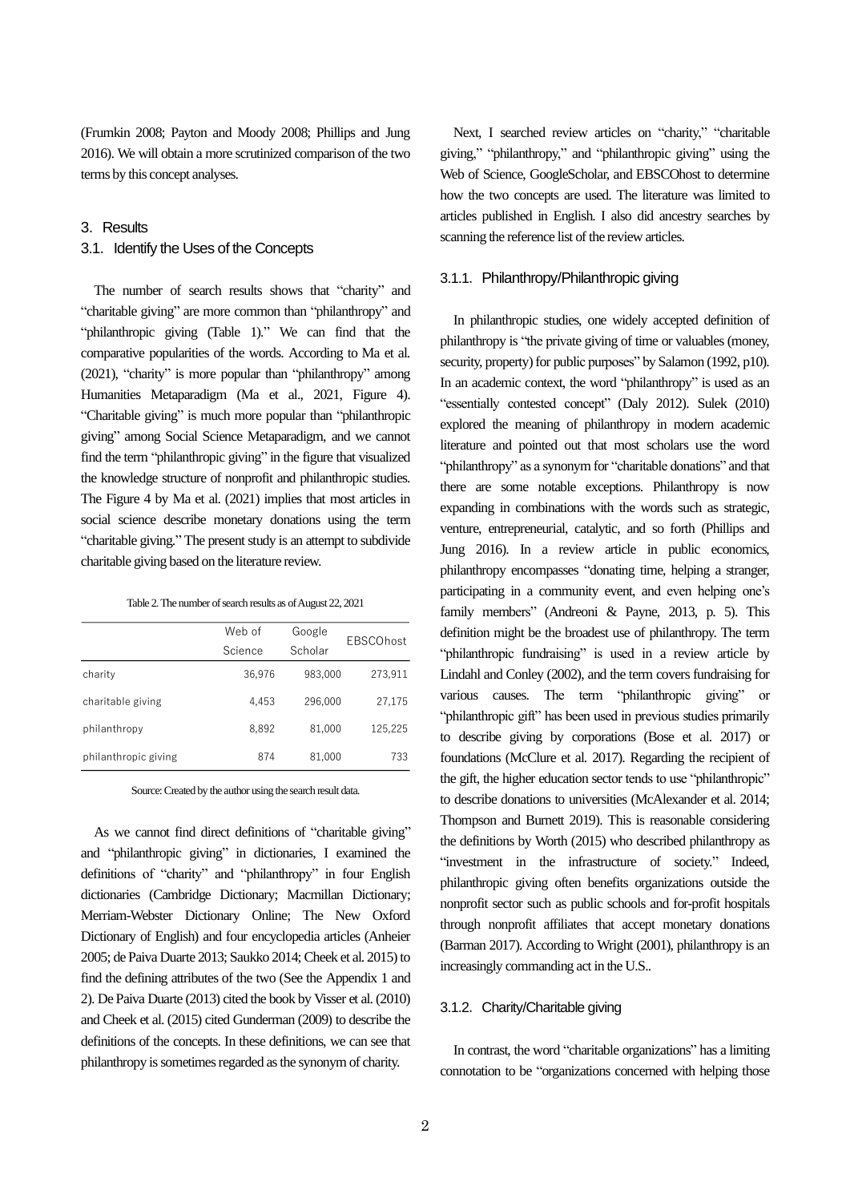(Frumkin 2008; Payton and Moody 2008; Phillips and Jung 2016). We will obtain a more scrutinized comparison of the two terms by this concept analyses.

## 3. Results

### 3.1. Identify the Uses of the Concepts

The number of search results shows that "charity" and "charitable giving" are more common than "philanthropy" and "philanthropic giving (Table 1)." We can find that the comparative popularities of the words. According to Ma et al. (2021), "charity" is more popular than "philanthropy" among Humanities Metaparadigm (Ma et al., 2021, Figure 4). "Charitable giving" is much more popular than "philanthropic giving" among Social Science Metaparadigm, and we cannot find the term "philanthropic giving" in the figure that visualized the knowledge structure of nonprofit and philanthropic studies. The Figure 4 by Ma et al. (2021) implies that most articles in social science describe monetary donations using the term "charitable giving." The present study is an attempt to subdivide charitable giving based on the literature review.

Table 2. The number of search results as of August 22, 2021

| | Web of Science | Google Scholar | EBSCOhost |
|---|---|---|---|
| charity | 36,976 | 983,000 | 273,911 |
| charitable giving | 4,453 | 296,000 | 27,175 |
| philanthropy | 8,892 | 81,000 | 125,225 |
| philanthropic giving | 874 | 81,000 | 733 |

Source: Created by the author using the search result data.

As we cannot find direct definitions of "charitable giving" and "philanthropic giving" in dictionaries, I examined the definitions of "charity" and "philanthropy" in four English dictionaries (Cambridge Dictionary; Macmillan Dictionary; Merriam-Webster Dictionary Online; The New Oxford Dictionary of English) and four encyclopedia articles (Anheier 2005; de Paiva Duarte 2013; Saukko 2014; Cheek et al. 2015) to find the defining attributes of the two (See the Appendix 1 and 2). De Paiva Duarte (2013) cited the book by Visser et al. (2010) and Cheek et al. (2015) cited Gunderman (2009) to describe the definitions of the concepts. In these definitions, we can see that philanthropy is sometimes regarded as the synonym of charity.

Next, I searched review articles on "charity," "charitable giving," "philanthropy," and "philanthropic giving" using the Web of Science, GoogleScholar, and EBSCOhost to determine how the two concepts are used. The literature was limited to articles published in English. I also did ancestry searches by scanning the reference list of the review articles.

#### 3.1.1. Philanthropy/Philanthropic giving

In philanthropic studies, one widely accepted definition of philanthropy is "the private giving of time or valuables (money, security, property) for public purposes" by Salamon (1992, p10). In an academic context, the word "philanthropy" is used as an "essentially contested concept" (Daly 2012). Sulek (2010) explored the meaning of philanthropy in modern academic literature and pointed out that most scholars use the word "philanthropy" as a synonym for "charitable donations" and that there are some notable exceptions. Philanthropy is now expanding in combinations with the words such as strategic, venture, entrepreneurial, catalytic, and so forth (Phillips and Jung 2016). In a review article in public economics, philanthropy encompasses "donating time, helping a stranger, participating in a community event, and even helping one's family members" (Andreoni & Payne, 2013, p. 5). This definition might be the broadest use of philanthropy. The term "philanthropic fundraising" is used in a review article by Lindahl and Conley (2002), and the term covers fundraising for various causes. The term "philanthropic giving" or "philanthropic gift" has been used in previous studies primarily to describe giving by corporations (Bose et al. 2017) or foundations (McClure et al. 2017). Regarding the recipient of the gift, the higher education sector tends to use "philanthropic" to describe donations to universities (McAlexander et al. 2014; Thompson and Burnett 2019). This is reasonable considering the definitions by Worth (2015) who described philanthropy as "investment in the infrastructure of society." Indeed, philanthropic giving often benefits organizations outside the nonprofit sector such as public schools and for-profit hospitals through nonprofit affiliates that accept monetary donations (Barman 2017). According to Wright (2001), philanthropy is an increasingly commanding act in the U.S..

#### 3.1.2. Charity/Charitable giving

In contrast, the word "charitable organizations" has a limiting connotation to be "organizations concerned with helping those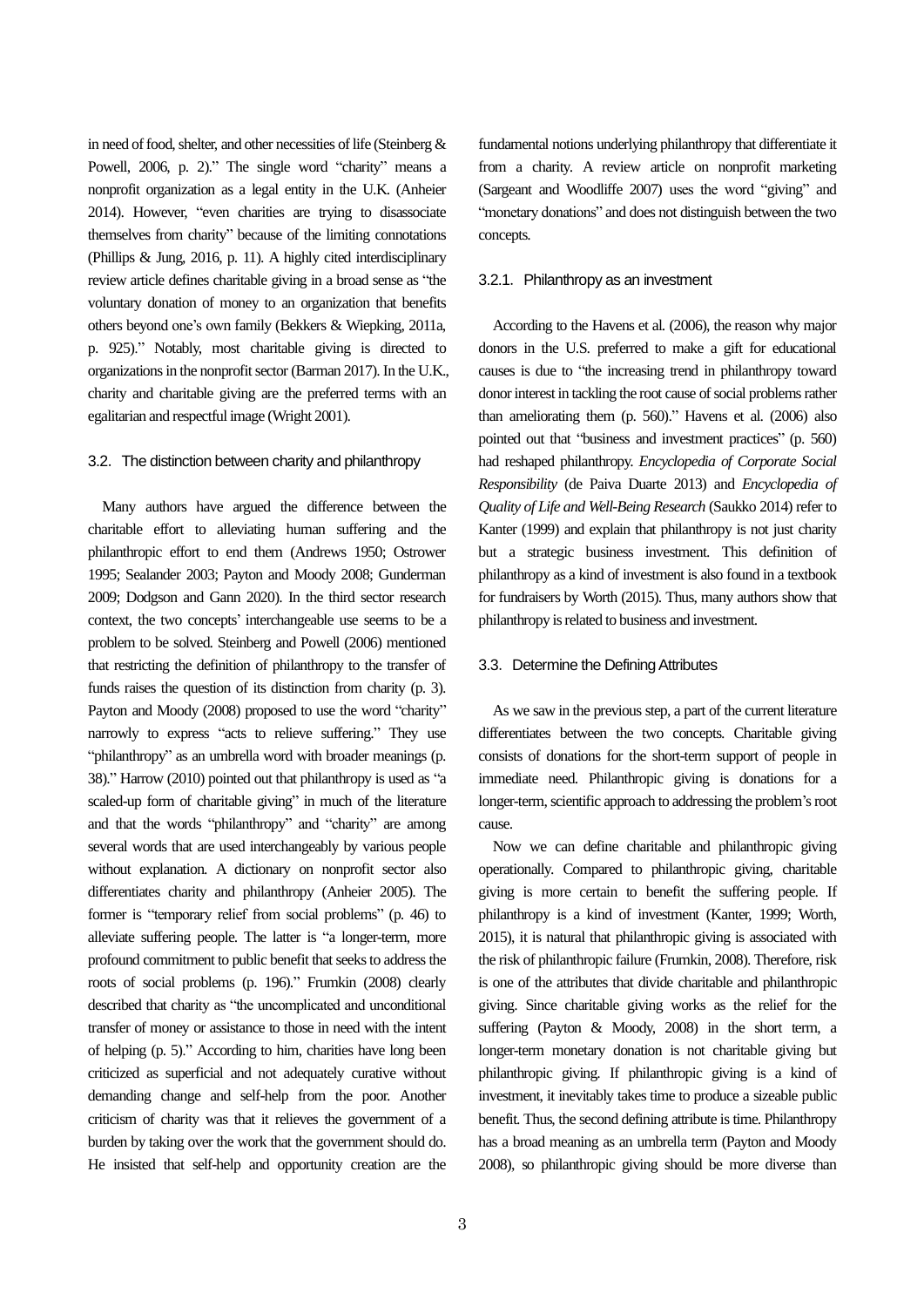in need of food, shelter, and other necessities of life (Steinberg & Powell, 2006, p. 2)." The single word "charity" means a nonprofit organization as a legal entity in the U.K. (Anheier 2014). However, "even charities are trying to disassociate themselves from charity" because of the limiting connotations (Phillips & Jung, 2016, p. 11). A highly cited interdisciplinary review article defines charitable giving in a broad sense as "the voluntary donation of money to an organization that benefits others beyond one's own family (Bekkers & Wiepking, 2011a, p. 925)." Notably, most charitable giving is directed to organizations in the nonprofit sector (Barman 2017). In the U.K., charity and charitable giving are the preferred terms with an egalitarian and respectful image (Wright 2001).

### 3.2. The distinction between charity and philanthropy

Many authors have argued the difference between the charitable effort to alleviating human suffering and the philanthropic effort to end them (Andrews 1950; Ostrower 1995; Sealander 2003; Payton and Moody 2008; Gunderman 2009; Dodgson and Gann 2020). In the third sector research context, the two concepts' interchangeable use seems to be a problem to be solved. Steinberg and Powell (2006) mentioned that restricting the definition of philanthropy to the transfer of funds raises the question of its distinction from charity (p. 3). Payton and Moody (2008) proposed to use the word "charity" narrowly to express "acts to relieve suffering." They use "philanthropy" as an umbrella word with broader meanings (p. 38)." Harrow (2010) pointed out that philanthropy is used as "a scaled-up form of charitable giving" in much of the literature and that the words "philanthropy" and "charity" are among several words that are used interchangeably by various people without explanation. A dictionary on nonprofit sector also differentiates charity and philanthropy (Anheier 2005). The former is "temporary relief from social problems" (p. 46) to alleviate suffering people. The latter is "a longer-term, more profound commitment to public benefit that seeks to address the roots of social problems (p. 196)." Frumkin (2008) clearly described that charity as "the uncomplicated and unconditional transfer of money or assistance to those in need with the intent of helping (p. 5)." According to him, charities have long been criticized as superficial and not adequately curative without demanding change and self-help from the poor. Another criticism of charity was that it relieves the government of a burden by taking over the work that the government should do. He insisted that self-help and opportunity creation are the fundamental notions underlying philanthropy that differentiate it from a charity. A review article on nonprofit marketing (Sargeant and Woodliffe 2007) uses the word "giving" and "monetary donations" and does not distinguish between the two concepts.

#### 3.2.1. Philanthropy as an investment

According to the Havens et al. (2006), the reason why major donors in the U.S. preferred to make a gift for educational causes is due to "the increasing trend in philanthropy toward donor interest in tackling the root cause of social problems rather than ameliorating them (p. 560)." Havens et al. (2006) also pointed out that "business and investment practices" (p. 560) had reshaped philanthropy. *Encyclopedia of Corporate Social Responsibility* (de Paiva Duarte 2013) and *Encyclopedia of Quality of Life and Well-Being Research* (Saukko 2014) refer to Kanter (1999) and explain that philanthropy is not just charity but a strategic business investment. This definition of philanthropy as a kind of investment is also found in a textbook for fundraisers by Worth (2015). Thus, many authors show that philanthropy is related to business and investment.

### 3.3. Determine the Defining Attributes

As we saw in the previous step, a part of the current literature differentiates between the two concepts. Charitable giving consists of donations for the short-term support of people in immediate need. Philanthropic giving is donations for a longer-term, scientific approach to addressing the problem's root cause.

Now we can define charitable and philanthropic giving operationally. Compared to philanthropic giving, charitable giving is more certain to benefit the suffering people. If philanthropy is a kind of investment (Kanter, 1999; Worth, 2015), it is natural that philanthropic giving is associated with the risk of philanthropic failure (Frumkin, 2008). Therefore, risk is one of the attributes that divide charitable and philanthropic giving. Since charitable giving works as the relief for the suffering (Payton & Moody, 2008) in the short term, a longer-term monetary donation is not charitable giving but philanthropic giving. If philanthropic giving is a kind of investment, it inevitably takes time to produce a sizeable public benefit. Thus, the second defining attribute is time. Philanthropy has a broad meaning as an umbrella term (Payton and Moody 2008), so philanthropic giving should be more diverse than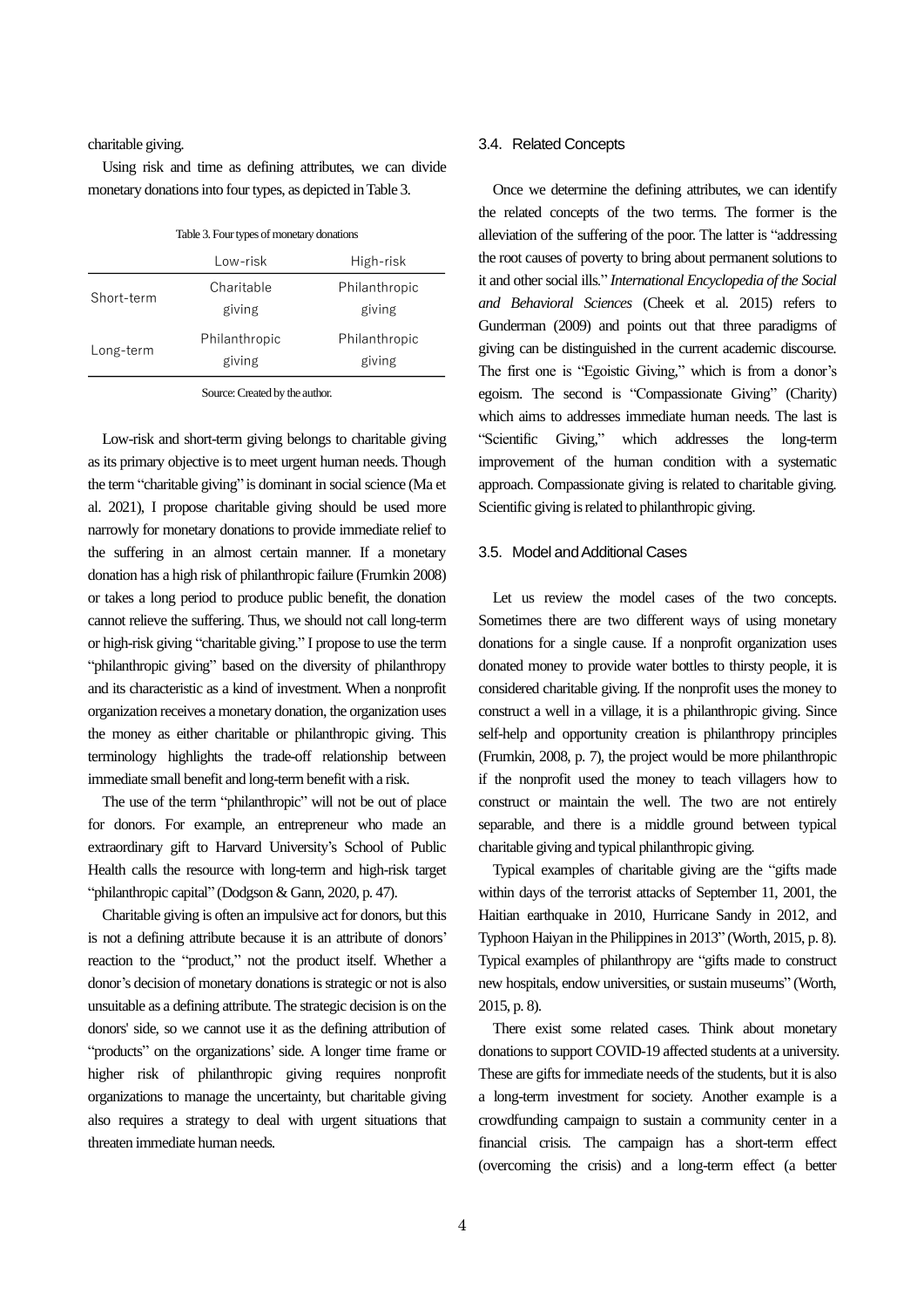charitable giving.

Using risk and time as defining attributes, we can divide monetary donations into four types, as depicted in Table 3.

Table 3. Four types of monetary donations

| | Low-risk | High-risk |
|---|---|---|
| Short-term | Charitable giving | Philanthropic giving |
| Long-term | Philanthropic giving | Philanthropic giving |

Source: Created by the author.

Low-risk and short-term giving belongs to charitable giving as its primary objective is to meet urgent human needs. Though the term "charitable giving" is dominant in social science (Ma et al. 2021), I propose charitable giving should be used more narrowly for monetary donations to provide immediate relief to the suffering in an almost certain manner. If a monetary donation has a high risk of philanthropic failure (Frumkin 2008) or takes a long period to produce public benefit, the donation cannot relieve the suffering. Thus, we should not call long-term or high-risk giving "charitable giving." I propose to use the term "philanthropic giving" based on the diversity of philanthropy and its characteristic as a kind of investment. When a nonprofit organization receives a monetary donation, the organization uses the money as either charitable or philanthropic giving. This terminology highlights the trade-off relationship between immediate small benefit and long-term benefit with a risk.

The use of the term "philanthropic" will not be out of place for donors. For example, an entrepreneur who made an extraordinary gift to Harvard University's School of Public Health calls the resource with long-term and high-risk target "philanthropic capital" (Dodgson & Gann, 2020, p. 47).

Charitable giving is often an impulsive act for donors, but this is not a defining attribute because it is an attribute of donors' reaction to the "product," not the product itself. Whether a donor's decision of monetary donations is strategic or not is also unsuitable as a defining attribute. The strategic decision is on the donors' side, so we cannot use it as the defining attribution of "products" on the organizations' side. A longer time frame or higher risk of philanthropic giving requires nonprofit organizations to manage the uncertainty, but charitable giving also requires a strategy to deal with urgent situations that threaten immediate human needs.

### 3.4. Related Concepts

Once we determine the defining attributes, we can identify the related concepts of the two terms. The former is the alleviation of the suffering of the poor. The latter is "addressing the root causes of poverty to bring about permanent solutions to it and other social ills." *International Encyclopedia of the Social and Behavioral Sciences* (Cheek et al. 2015) refers to Gunderman (2009) and points out that three paradigms of giving can be distinguished in the current academic discourse. The first one is "Egoistic Giving," which is from a donor's egoism. The second is "Compassionate Giving" (Charity) which aims to addresses immediate human needs. The last is "Scientific Giving," which addresses the long-term improvement of the human condition with a systematic approach. Compassionate giving is related to charitable giving. Scientific giving is related to philanthropic giving.

### 3.5. Model and Additional Cases

Let us review the model cases of the two concepts. Sometimes there are two different ways of using monetary donations for a single cause. If a nonprofit organization uses donated money to provide water bottles to thirsty people, it is considered charitable giving. If the nonprofit uses the money to construct a well in a village, it is a philanthropic giving. Since self-help and opportunity creation is philanthropy principles (Frumkin, 2008, p. 7), the project would be more philanthropic if the nonprofit used the money to teach villagers how to construct or maintain the well. The two are not entirely separable, and there is a middle ground between typical charitable giving and typical philanthropic giving.

Typical examples of charitable giving are the "gifts made within days of the terrorist attacks of September 11, 2001, the Haitian earthquake in 2010, Hurricane Sandy in 2012, and Typhoon Haiyan in the Philippines in 2013" (Worth, 2015, p. 8). Typical examples of philanthropy are "gifts made to construct new hospitals, endow universities, or sustain museums" (Worth, 2015, p. 8).

There exist some related cases. Think about monetary donations to support COVID-19 affected students at a university. These are gifts for immediate needs of the students, but it is also a long-term investment for society. Another example is a crowdfunding campaign to sustain a community center in a financial crisis. The campaign has a short-term effect (overcoming the crisis) and a long-term effect (a better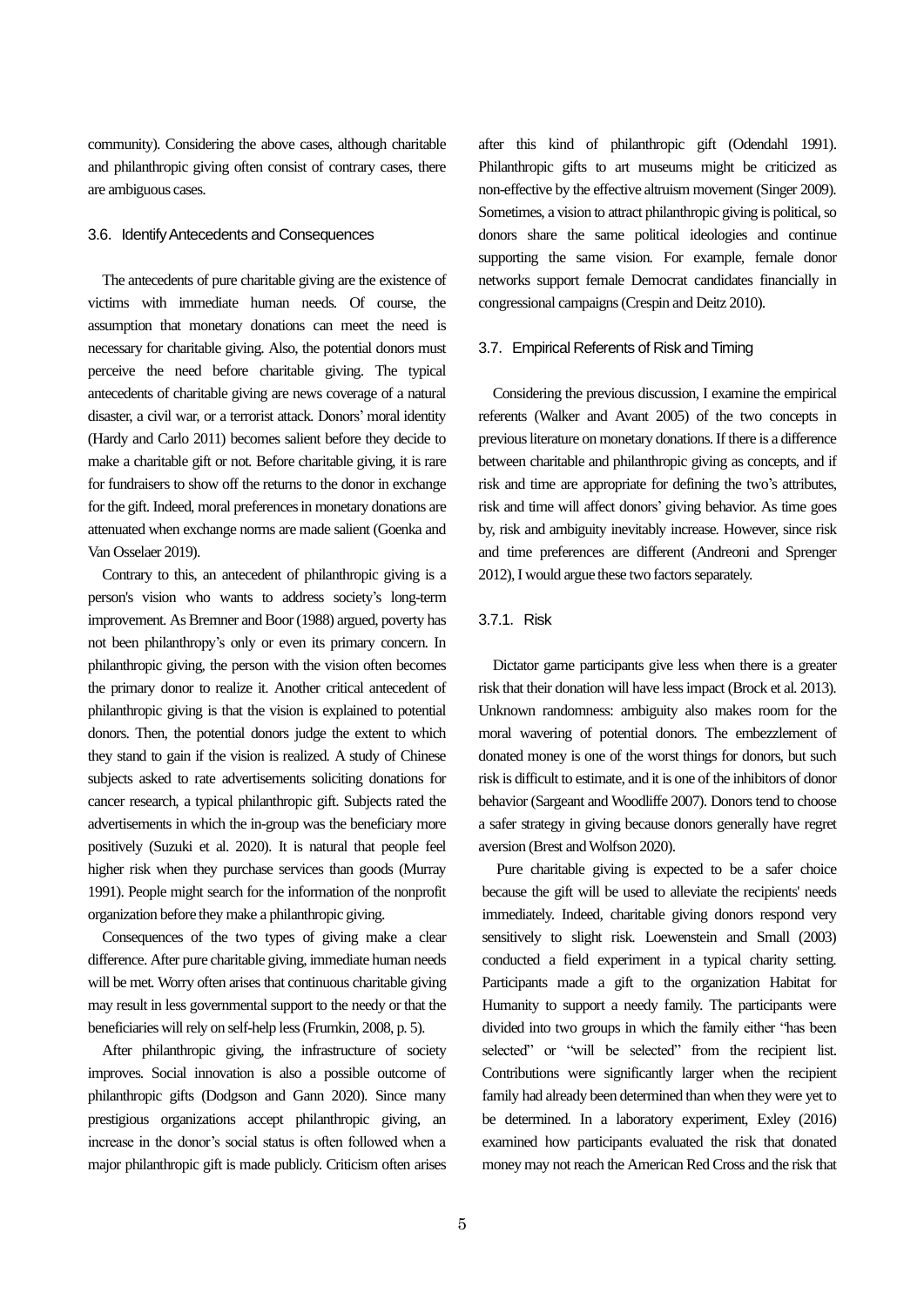community). Considering the above cases, although charitable and philanthropic giving often consist of contrary cases, there are ambiguous cases.

### 3.6. Identify Antecedents and Consequences

The antecedents of pure charitable giving are the existence of victims with immediate human needs. Of course, the assumption that monetary donations can meet the need is necessary for charitable giving. Also, the potential donors must perceive the need before charitable giving. The typical antecedents of charitable giving are news coverage of a natural disaster, a civil war, or a terrorist attack. Donors' moral identity (Hardy and Carlo 2011) becomes salient before they decide to make a charitable gift or not. Before charitable giving, it is rare for fundraisers to show off the returns to the donor in exchange for the gift. Indeed, moral preferences in monetary donations are attenuated when exchange norms are made salient (Goenka and Van Osselaer 2019).

Contrary to this, an antecedent of philanthropic giving is a person's vision who wants to address society's long-term improvement. As Bremner and Boor (1988) argued, poverty has not been philanthropy's only or even its primary concern. In philanthropic giving, the person with the vision often becomes the primary donor to realize it. Another critical antecedent of philanthropic giving is that the vision is explained to potential donors. Then, the potential donors judge the extent to which they stand to gain if the vision is realized. A study of Chinese subjects asked to rate advertisements soliciting donations for cancer research, a typical philanthropic gift. Subjects rated the advertisements in which the in-group was the beneficiary more positively (Suzuki et al. 2020). It is natural that people feel higher risk when they purchase services than goods (Murray 1991). People might search for the information of the nonprofit organization before they make a philanthropic giving.

Consequences of the two types of giving make a clear difference. After pure charitable giving, immediate human needs will be met. Worry often arises that continuous charitable giving may result in less governmental support to the needy or that the beneficiaries will rely on self-help less (Frumkin, 2008, p. 5).

After philanthropic giving, the infrastructure of society improves. Social innovation is also a possible outcome of philanthropic gifts (Dodgson and Gann 2020). Since many prestigious organizations accept philanthropic giving, an increase in the donor's social status is often followed when a major philanthropic gift is made publicly. Criticism often arises after this kind of philanthropic gift (Odendahl 1991). Philanthropic gifts to art museums might be criticized as non-effective by the effective altruism movement (Singer 2009). Sometimes, a vision to attract philanthropic giving is political, so donors share the same political ideologies and continue supporting the same vision. For example, female donor networks support female Democrat candidates financially in congressional campaigns (Crespin and Deitz 2010).

### 3.7. Empirical Referents of Risk and Timing

Considering the previous discussion, I examine the empirical referents (Walker and Avant 2005) of the two concepts in previous literature on monetary donations. If there is a difference between charitable and philanthropic giving as concepts, and if risk and time are appropriate for defining the two's attributes, risk and time will affect donors' giving behavior. As time goes by, risk and ambiguity inevitably increase. However, since risk and time preferences are different (Andreoni and Sprenger 2012), I would argue these two factors separately.

#### 3.7.1. Risk

Dictator game participants give less when there is a greater risk that their donation will have less impact (Brock et al. 2013). Unknown randomness: ambiguity also makes room for the moral wavering of potential donors. The embezzlement of donated money is one of the worst things for donors, but such risk is difficult to estimate, and it is one of the inhibitors of donor behavior (Sargeant and Woodliffe 2007). Donors tend to choose a safer strategy in giving because donors generally have regret aversion (Brest and Wolfson 2020).

Pure charitable giving is expected to be a safer choice because the gift will be used to alleviate the recipients' needs immediately. Indeed, charitable giving donors respond very sensitively to slight risk. Loewenstein and Small (2003) conducted a field experiment in a typical charity setting. Participants made a gift to the organization Habitat for Humanity to support a needy family. The participants were divided into two groups in which the family either "has been selected" or "will be selected" from the recipient list. Contributions were significantly larger when the recipient family had already been determined than when they were yet to be determined. In a laboratory experiment, Exley (2016) examined how participants evaluated the risk that donated money may not reach the American Red Cross and the risk that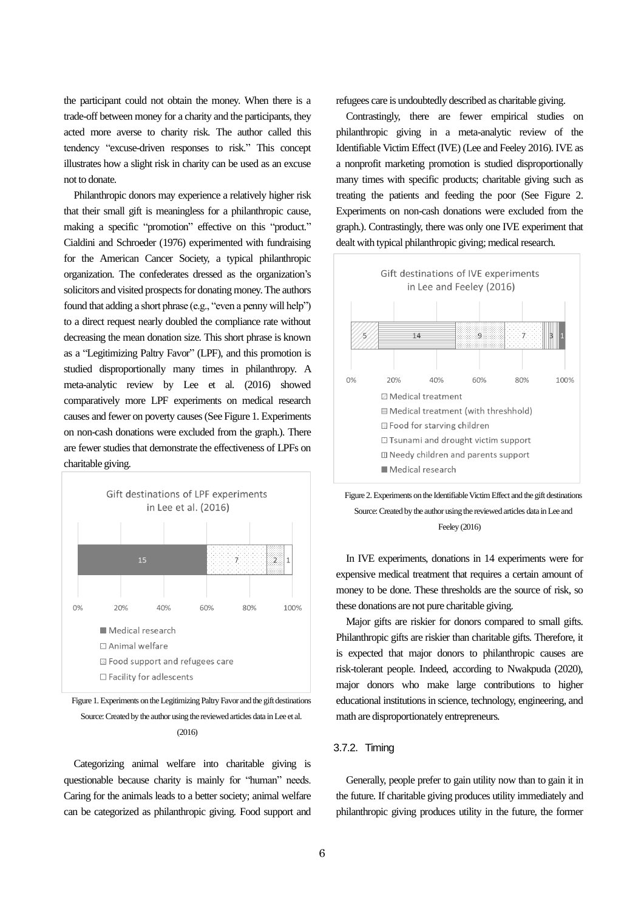the participant could not obtain the money. When there is a trade-off between money for a charity and the participants, they acted more averse to charity risk. The author called this tendency "excuse-driven responses to risk." This concept illustrates how a slight risk in charity can be used as an excuse not to donate.

Philanthropic donors may experience a relatively higher risk that their small gift is meaningless for a philanthropic cause, making a specific "promotion" effective on this "product." Cialdini and Schroeder (1976) experimented with fundraising for the American Cancer Society, a typical philanthropic organization. The confederates dressed as the organization's solicitors and visited prospects for donating money. The authors found that adding a short phrase (e.g., "even a penny will help") to a direct request nearly doubled the compliance rate without decreasing the mean donation size. This short phrase is known as a "Legitimizing Paltry Favor" (LPF), and this promotion is studied disproportionally many times in philanthropy. A meta-analytic review by Lee et al. (2016) showed comparatively more LPF experiments on medical research causes and fewer on poverty causes (See Figure 1. Experiments on non-cash donations were excluded from the graph.). There are fewer studies that demonstrate the effectiveness of LPFs on charitable giving.

Figure 1. Experiments on the Legitimizing Paltry Favor and the gift destinations
Source: Created by the author using the reviewed articles data in Lee et al. (2016)

Categorizing animal welfare into charitable giving is questionable because charity is mainly for "human" needs. Caring for the animals leads to a better society; animal welfare can be categorized as philanthropic giving. Food support and refugees care is undoubtedly described as charitable giving.

Contrastingly, there are fewer empirical studies on philanthropic giving in a meta-analytic review of the Identifiable Victim Effect (IVE) (Lee and Feeley 2016). IVE as a nonprofit marketing promotion is studied disproportionally many times with specific products; charitable giving such as treating the patients and feeding the poor (See Figure 2. Experiments on non-cash donations were excluded from the graph.). Contrastingly, there was only one IVE experiment that dealt with typical philanthropic giving; medical research.

Figure 2. Experiments on the Identifiable Victim Effect and the gift destinations
Source: Created by the author using the reviewed articles data in Lee and Feeley (2016)

In IVE experiments, donations in 14 experiments were for expensive medical treatment that requires a certain amount of money to be done. These thresholds are the source of risk, so these donations are not pure charitable giving.

Major gifts are riskier for donors compared to small gifts. Philanthropic gifts are riskier than charitable gifts. Therefore, it is expected that major donors to philanthropic causes are risk-tolerant people. Indeed, according to Nwakpuda (2020), major donors who make large contributions to higher educational institutions in science, technology, engineering, and math are disproportionately entrepreneurs.

### 3.7.2. Timing

Generally, people prefer to gain utility now than to gain it in the future. If charitable giving produces utility immediately and philanthropic giving produces utility in the future, the former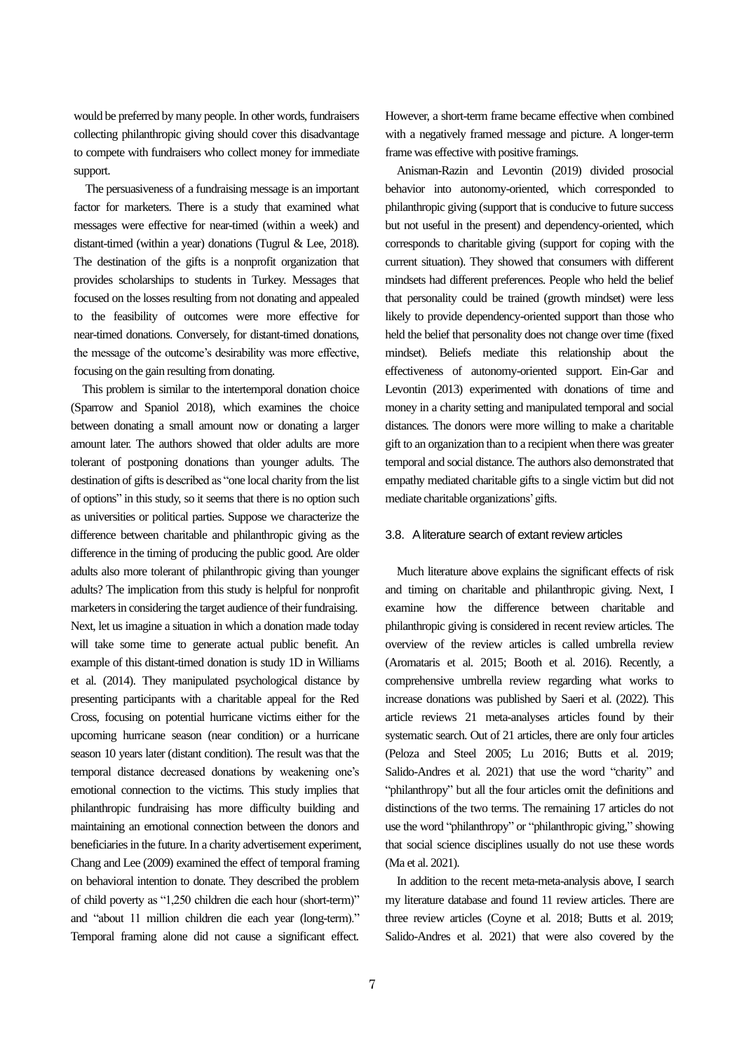would be preferred by many people. In other words, fundraisers collecting philanthropic giving should cover this disadvantage to compete with fundraisers who collect money for immediate support.

The persuasiveness of a fundraising message is an important factor for marketers. There is a study that examined what messages were effective for near-timed (within a week) and distant-timed (within a year) donations (Tugrul & Lee, 2018). The destination of the gifts is a nonprofit organization that provides scholarships to students in Turkey. Messages that focused on the losses resulting from not donating and appealed to the feasibility of outcomes were more effective for near-timed donations. Conversely, for distant-timed donations, the message of the outcome's desirability was more effective, focusing on the gain resulting from donating.

This problem is similar to the intertemporal donation choice (Sparrow and Spaniol 2018), which examines the choice between donating a small amount now or donating a larger amount later. The authors showed that older adults are more tolerant of postponing donations than younger adults. The destination of gifts is described as "one local charity from the list of options" in this study, so it seems that there is no option such as universities or political parties. Suppose we characterize the difference between charitable and philanthropic giving as the difference in the timing of producing the public good. Are older adults also more tolerant of philanthropic giving than younger adults? The implication from this study is helpful for nonprofit marketers in considering the target audience of their fundraising. Next, let us imagine a situation in which a donation made today will take some time to generate actual public benefit. An example of this distant-timed donation is study 1D in Williams et al. (2014). They manipulated psychological distance by presenting participants with a charitable appeal for the Red Cross, focusing on potential hurricane victims either for the upcoming hurricane season (near condition) or a hurricane season 10 years later (distant condition). The result was that the temporal distance decreased donations by weakening one's emotional connection to the victims. This study implies that philanthropic fundraising has more difficulty building and maintaining an emotional connection between the donors and beneficiaries in the future. In a charity advertisement experiment, Chang and Lee (2009) examined the effect of temporal framing on behavioral intention to donate. They described the problem of child poverty as "1,250 children die each hour (short-term)" and "about 11 million children die each year (long-term)." Temporal framing alone did not cause a significant effect. However, a short-term frame became effective when combined with a negatively framed message and picture. A longer-term frame was effective with positive framings.

Anisman-Razin and Levontin (2019) divided prosocial behavior into autonomy-oriented, which corresponded to philanthropic giving (support that is conducive to future success but not useful in the present) and dependency-oriented, which corresponds to charitable giving (support for coping with the current situation). They showed that consumers with different mindsets had different preferences. People who held the belief that personality could be trained (growth mindset) were less likely to provide dependency-oriented support than those who held the belief that personality does not change over time (fixed mindset). Beliefs mediate this relationship about the effectiveness of autonomy-oriented support. Ein-Gar and Levontin (2013) experimented with donations of time and money in a charity setting and manipulated temporal and social distances. The donors were more willing to make a charitable gift to an organization than to a recipient when there was greater temporal and social distance. The authors also demonstrated that empathy mediated charitable gifts to a single victim but did not mediate charitable organizations' gifts.

### 3.8. A literature search of extant review articles

Much literature above explains the significant effects of risk and timing on charitable and philanthropic giving. Next, I examine how the difference between charitable and philanthropic giving is considered in recent review articles. The overview of the review articles is called umbrella review (Aromataris et al. 2015; Booth et al. 2016). Recently, a comprehensive umbrella review regarding what works to increase donations was published by Saeri et al. (2022). This article reviews 21 meta-analyses articles found by their systematic search. Out of 21 articles, there are only four articles (Peloza and Steel 2005; Lu 2016; Butts et al. 2019; Salido-Andres et al. 2021) that use the word "charity" and "philanthropy" but all the four articles omit the definitions and distinctions of the two terms. The remaining 17 articles do not use the word "philanthropy" or "philanthropic giving," showing that social science disciplines usually do not use these words (Ma et al. 2021).

In addition to the recent meta-meta-analysis above, I search my literature database and found 11 review articles. There are three review articles (Coyne et al. 2018; Butts et al. 2019; Salido-Andres et al. 2021) that were also covered by the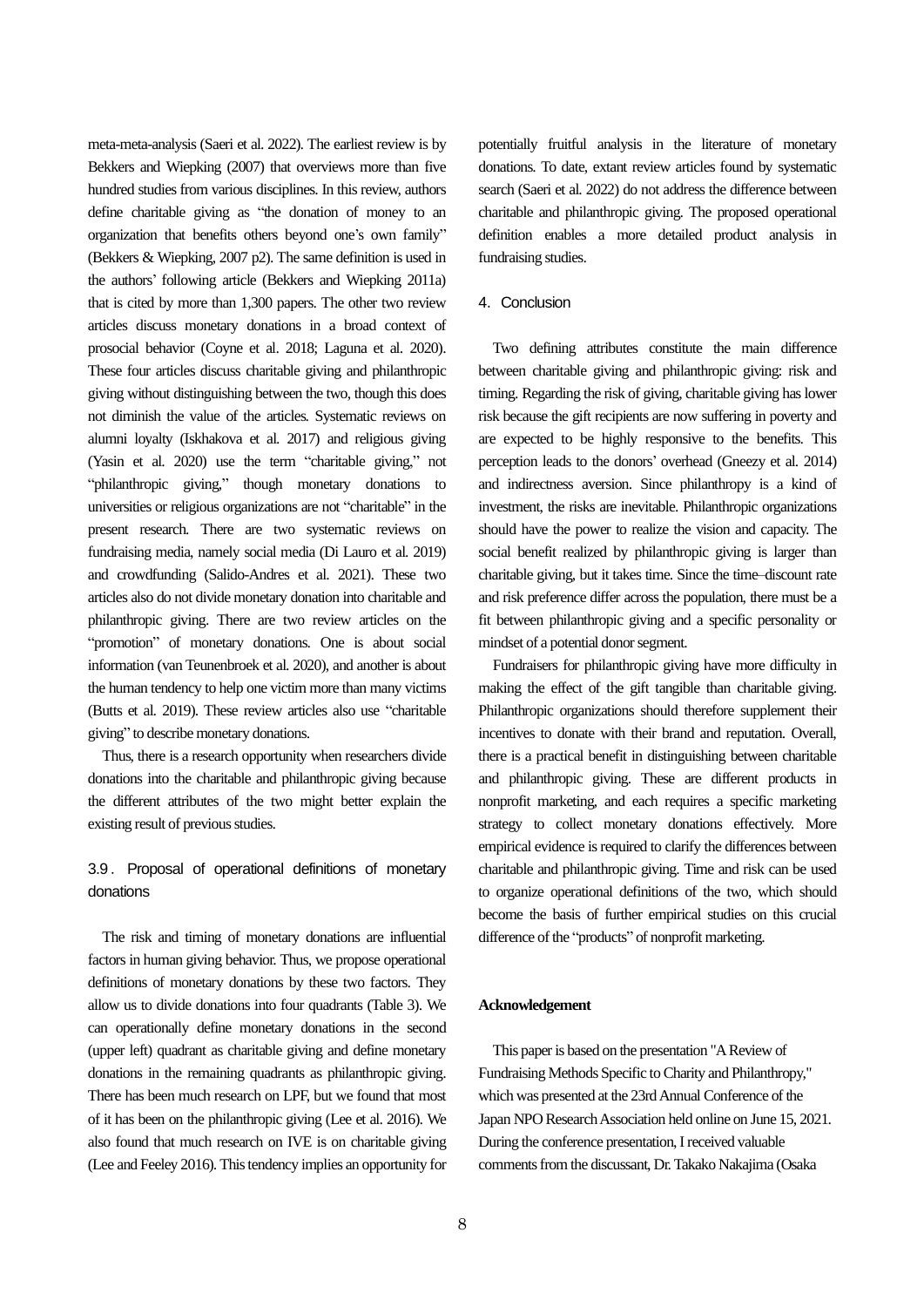meta-meta-analysis (Saeri et al. 2022). The earliest review is by Bekkers and Wiepking (2007) that overviews more than five hundred studies from various disciplines. In this review, authors define charitable giving as "the donation of money to an organization that benefits others beyond one's own family" (Bekkers & Wiepking, 2007 p2). The same definition is used in the authors' following article (Bekkers and Wiepking 2011a) that is cited by more than 1,300 papers. The other two review articles discuss monetary donations in a broad context of prosocial behavior (Coyne et al. 2018; Laguna et al. 2020). These four articles discuss charitable giving and philanthropic giving without distinguishing between the two, though this does not diminish the value of the articles. Systematic reviews on alumni loyalty (Iskhakova et al. 2017) and religious giving (Yasin et al. 2020) use the term "charitable giving," not "philanthropic giving," though monetary donations to universities or religious organizations are not "charitable" in the present research. There are two systematic reviews on fundraising media, namely social media (Di Lauro et al. 2019) and crowdfunding (Salido-Andres et al. 2021). These two articles also do not divide monetary donation into charitable and philanthropic giving. There are two review articles on the "promotion" of monetary donations. One is about social information (van Teunenbroek et al. 2020), and another is about the human tendency to help one victim more than many victims (Butts et al. 2019). These review articles also use "charitable giving" to describe monetary donations.

Thus, there is a research opportunity when researchers divide donations into the charitable and philanthropic giving because the different attributes of the two might better explain the existing result of previous studies.

### 3.9. Proposal of operational definitions of monetary donations

The risk and timing of monetary donations are influential factors in human giving behavior. Thus, we propose operational definitions of monetary donations by these two factors. They allow us to divide donations into four quadrants (Table 3). We can operationally define monetary donations in the second (upper left) quadrant as charitable giving and define monetary donations in the remaining quadrants as philanthropic giving. There has been much research on LPF, but we found that most of it has been on the philanthropic giving (Lee et al. 2016). We also found that much research on IVE is on charitable giving (Lee and Feeley 2016). This tendency implies an opportunity for potentially fruitful analysis in the literature of monetary donations. To date, extant review articles found by systematic search (Saeri et al. 2022) do not address the difference between charitable and philanthropic giving. The proposed operational definition enables a more detailed product analysis in fundraising studies.

## 4. Conclusion

Two defining attributes constitute the main difference between charitable giving and philanthropic giving: risk and timing. Regarding the risk of giving, charitable giving has lower risk because the gift recipients are now suffering in poverty and are expected to be highly responsive to the benefits. This perception leads to the donors' overhead (Gneezy et al. 2014) and indirectness aversion. Since philanthropy is a kind of investment, the risks are inevitable. Philanthropic organizations should have the power to realize the vision and capacity. The social benefit realized by philanthropic giving is larger than charitable giving, but it takes time. Since the time–discount rate and risk preference differ across the population, there must be a fit between philanthropic giving and a specific personality or mindset of a potential donor segment.

Fundraisers for philanthropic giving have more difficulty in making the effect of the gift tangible than charitable giving. Philanthropic organizations should therefore supplement their incentives to donate with their brand and reputation. Overall, there is a practical benefit in distinguishing between charitable and philanthropic giving. These are different products in nonprofit marketing, and each requires a specific marketing strategy to collect monetary donations effectively. More empirical evidence is required to clarify the differences between charitable and philanthropic giving. Time and risk can be used to organize operational definitions of the two, which should become the basis of further empirical studies on this crucial difference of the "products" of nonprofit marketing.

**Acknowledgement**

This paper is based on the presentation "A Review of Fundraising Methods Specific to Charity and Philanthropy," which was presented at the 23rd Annual Conference of the Japan NPO Research Association held online on June 15, 2021. During the conference presentation, I received valuable comments from the discussant, Dr. Takako Nakajima (Osaka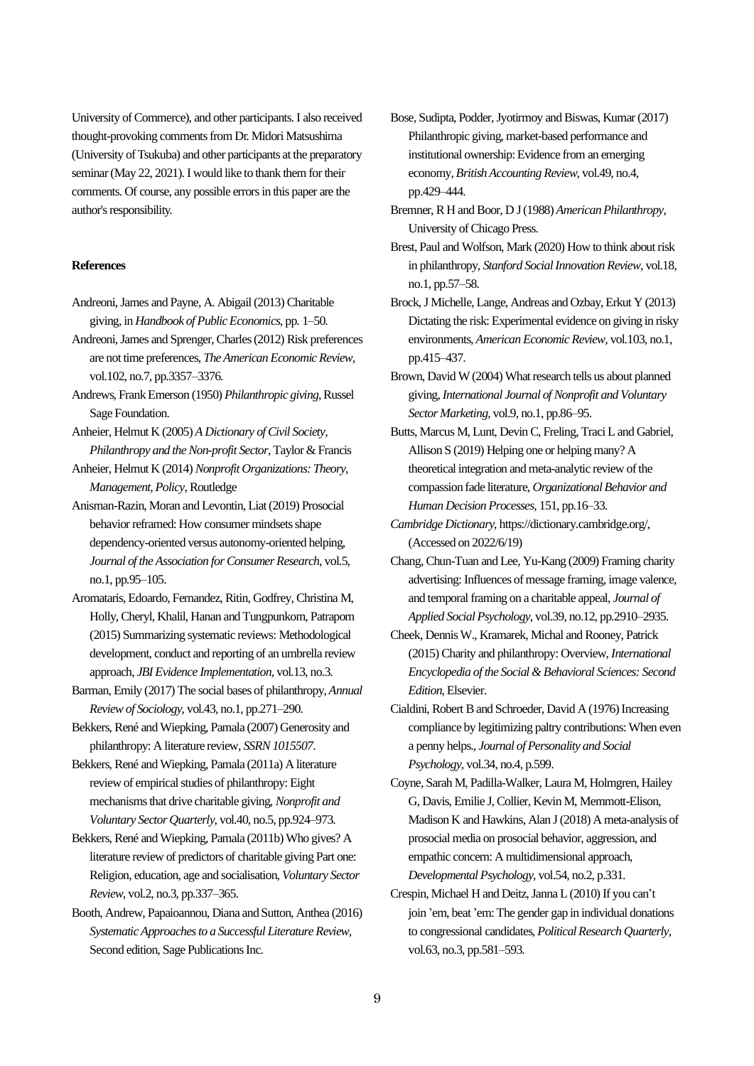University of Commerce), and other participants. I also received thought-provoking comments from Dr. Midori Matsushima (University of Tsukuba) and other participants at the preparatory seminar (May 22, 2021). I would like to thank them for their comments. Of course, any possible errors in this paper are the author's responsibility.

**References**

Andreoni, James and Payne, A. Abigail (2013) Charitable giving, in *Handbook of Public Economics*, pp. 1–50.

Andreoni, James and Sprenger, Charles (2012) Risk preferences are not time preferences, *The American Economic Review*, vol.102, no.7, pp.3357–3376.

Andrews, Frank Emerson (1950) *Philanthropic giving*, Russel Sage Foundation.

Anheier, Helmut K (2005) *A Dictionary of Civil Society, Philanthropy and the Non-profit Sector*, Taylor & Francis

Anheier, Helmut K (2014) *Nonprofit Organizations: Theory, Management, Policy*, Routledge

Anisman-Razin, Moran and Levontin, Liat (2019) Prosocial behavior reframed: How consumer mindsets shape dependency-oriented versus autonomy-oriented helping, *Journal of the Association for Consumer Research*, vol.5, no.1, pp.95–105.

Aromataris, Edoardo, Fernandez, Ritin, Godfrey, Christina M, Holly, Cheryl, Khalil, Hanan and Tungpunkom, Patraporn (2015) Summarizing systematic reviews: Methodological development, conduct and reporting of an umbrella review approach, *JBI Evidence Implementation*, vol.13, no.3.

Barman, Emily (2017) The social bases of philanthropy, *Annual Review of Sociology*, vol.43, no.1, pp.271–290.

Bekkers, René and Wiepking, Pamala (2007) Generosity and philanthropy: A literature review, *SSRN 1015507*.

Bekkers, René and Wiepking, Pamala (2011a) A literature review of empirical studies of philanthropy: Eight mechanisms that drive charitable giving, *Nonprofit and Voluntary Sector Quarterly*, vol.40, no.5, pp.924–973.

Bekkers, René and Wiepking, Pamala (2011b) Who gives? A literature review of predictors of charitable giving Part one: Religion, education, age and socialisation, *Voluntary Sector Review*, vol.2, no.3, pp.337–365.

Booth, Andrew, Papaioannou, Diana and Sutton, Anthea (2016) *Systematic Approaches to a Successful Literature Review*, Second edition, Sage Publications Inc.

Bose, Sudipta, Podder, Jyotirmoy and Biswas, Kumar (2017) Philanthropic giving, market-based performance and institutional ownership: Evidence from an emerging economy, *British Accounting Review*, vol.49, no.4, pp.429–444.

Bremner, R H and Boor, D J (1988) *American Philanthropy*, University of Chicago Press.

Brest, Paul and Wolfson, Mark (2020) How to think about risk in philanthropy, *Stanford Social Innovation Review*, vol.18, no.1, pp.57–58.

Brock, J Michelle, Lange, Andreas and Ozbay, Erkut Y (2013) Dictating the risk: Experimental evidence on giving in risky environments, *American Economic Review*, vol.103, no.1, pp.415–437.

Brown, David W (2004) What research tells us about planned giving, *International Journal of Nonprofit and Voluntary Sector Marketing*, vol.9, no.1, pp.86–95.

Butts, Marcus M, Lunt, Devin C, Freling, Traci L and Gabriel, Allison S (2019) Helping one or helping many? A theoretical integration and meta-analytic review of the compassion fade literature, *Organizational Behavior and Human Decision Processes*, 151, pp.16–33.

*Cambridge Dictionary*, https://dictionary.cambridge.org/, (Accessed on 2022/6/19)

Chang, Chun-Tuan and Lee, Yu-Kang (2009) Framing charity advertising: Influences of message framing, image valence, and temporal framing on a charitable appeal, *Journal of Applied Social Psychology*, vol.39, no.12, pp.2910–2935.

Cheek, Dennis W., Kramarek, Michal and Rooney, Patrick (2015) Charity and philanthropy: Overview, *International Encyclopedia of the Social & Behavioral Sciences: Second Edition*, Elsevier.

Cialdini, Robert B and Schroeder, David A (1976) Increasing compliance by legitimizing paltry contributions: When even a penny helps., *Journal of Personality and Social Psychology*, vol.34, no.4, p.599.

Coyne, Sarah M, Padilla-Walker, Laura M, Holmgren, Hailey G, Davis, Emilie J, Collier, Kevin M, Memmott-Elison, Madison K and Hawkins, Alan J (2018) A meta-analysis of prosocial media on prosocial behavior, aggression, and empathic concern: A multidimensional approach, *Developmental Psychology*, vol.54, no.2, p.331.

Crespin, Michael H and Deitz, Janna L (2010) If you can't join 'em, beat 'em: The gender gap in individual donations to congressional candidates, *Political Research Quarterly*, vol.63, no.3, pp.581–593.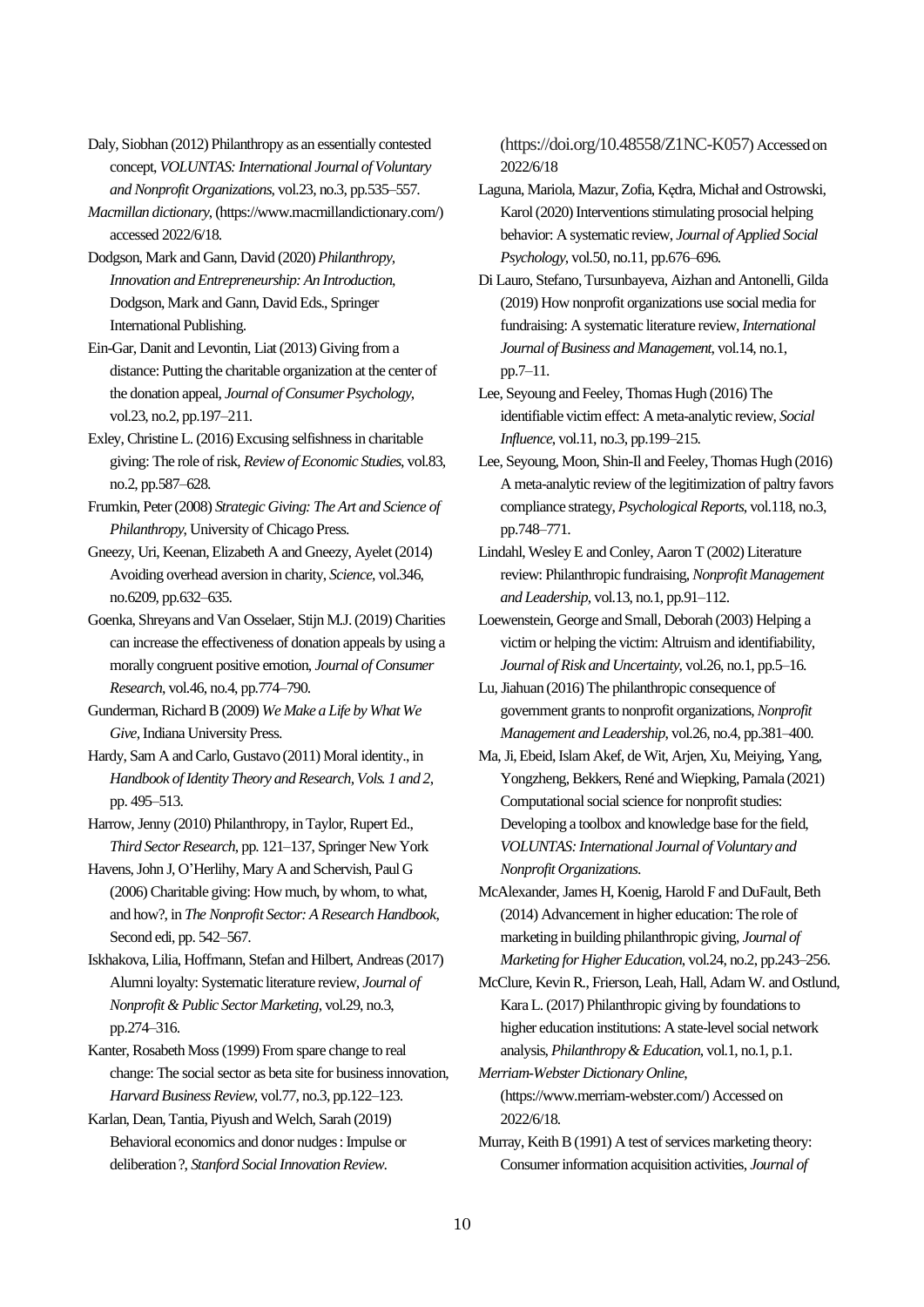Daly, Siobhan (2012) Philanthropy as an essentially contested concept, *VOLUNTAS: International Journal of Voluntary and Nonprofit Organizations*, vol.23, no.3, pp.535–557.

*Macmillan dictionary*, (https://www.macmillandictionary.com/) accessed 2022/6/18.

Dodgson, Mark and Gann, David (2020) *Philanthropy, Innovation and Entrepreneurship: An Introduction*, Dodgson, Mark and Gann, David Eds., Springer International Publishing.

Ein-Gar, Danit and Levontin, Liat (2013) Giving from a distance: Putting the charitable organization at the center of the donation appeal, *Journal of Consumer Psychology*, vol.23, no.2, pp.197–211.

Exley, Christine L. (2016) Excusing selfishness in charitable giving: The role of risk, *Review of Economic Studies*, vol.83, no.2, pp.587–628.

Frumkin, Peter (2008) *Strategic Giving: The Art and Science of Philanthropy*, University of Chicago Press.

Gneezy, Uri, Keenan, Elizabeth A and Gneezy, Ayelet (2014) Avoiding overhead aversion in charity, *Science*, vol.346, no.6209, pp.632–635.

Goenka, Shreyans and Van Osselaer, Stijn M.J. (2019) Charities can increase the effectiveness of donation appeals by using a morally congruent positive emotion, *Journal of Consumer Research*, vol.46, no.4, pp.774–790.

Gunderman, Richard B (2009) *We Make a Life by What We Give*, Indiana University Press.

Hardy, Sam A and Carlo, Gustavo (2011) Moral identity., in *Handbook of Identity Theory and Research, Vols. 1 and 2*, pp. 495–513.

Harrow, Jenny (2010) Philanthropy, in Taylor, Rupert Ed., *Third Sector Research*, pp. 121–137, Springer New York

Havens, John J, O'Herlihy, Mary A and Schervish, Paul G (2006) Charitable giving: How much, by whom, to what, and how?, in *The Nonprofit Sector: A Research Handbook*, Second edi, pp. 542–567.

Iskhakova, Lilia, Hoffmann, Stefan and Hilbert, Andreas (2017) Alumni loyalty: Systematic literature review, *Journal of Nonprofit & Public Sector Marketing*, vol.29, no.3, pp.274–316.

Kanter, Rosabeth Moss (1999) From spare change to real change: The social sector as beta site for business innovation, *Harvard Business Review*, vol.77, no.3, pp.122–123.

Karlan, Dean, Tantia, Piyush and Welch, Sarah (2019) Behavioral economics and donor nudges : Impulse or deliberation ?, *Stanford Social Innovation Review*. (https://doi.org/10.48558/Z1NC-K057) Accessed on 2022/6/18

Laguna, Mariola, Mazur, Zofia, Kędra, Michał and Ostrowski, Karol (2020) Interventions stimulating prosocial helping behavior: A systematic review, *Journal of Applied Social Psychology*, vol.50, no.11, pp.676–696.

Di Lauro, Stefano, Tursunbayeva, Aizhan and Antonelli, Gilda (2019) How nonprofit organizations use social media for fundraising: A systematic literature review, *International Journal of Business and Management*, vol.14, no.1, pp.7–11.

Lee, Seyoung and Feeley, Thomas Hugh (2016) The identifiable victim effect: A meta-analytic review, *Social Influence*, vol.11, no.3, pp.199–215.

Lee, Seyoung, Moon, Shin-Il and Feeley, Thomas Hugh (2016) A meta-analytic review of the legitimization of paltry favors compliance strategy, *Psychological Reports*, vol.118, no.3, pp.748–771.

Lindahl, Wesley E and Conley, Aaron T (2002) Literature review: Philanthropic fundraising, *Nonprofit Management and Leadership*, vol.13, no.1, pp.91–112.

Loewenstein, George and Small, Deborah (2003) Helping a victim or helping the victim: Altruism and identifiability, *Journal of Risk and Uncertainty*, vol.26, no.1, pp.5–16.

Lu, Jiahuan (2016) The philanthropic consequence of government grants to nonprofit organizations, *Nonprofit Management and Leadership*, vol.26, no.4, pp.381–400.

Ma, Ji, Ebeid, Islam Akef, de Wit, Arjen, Xu, Meiying, Yang, Yongzheng, Bekkers, René and Wiepking, Pamala (2021) Computational social science for nonprofit studies: Developing a toolbox and knowledge base for the field, *VOLUNTAS: International Journal of Voluntary and Nonprofit Organizations*.

McAlexander, James H, Koenig, Harold F and DuFault, Beth (2014) Advancement in higher education: The role of marketing in building philanthropic giving, *Journal of Marketing for Higher Education*, vol.24, no.2, pp.243–256.

McClure, Kevin R., Frierson, Leah, Hall, Adam W. and Ostlund, Kara L. (2017) Philanthropic giving by foundations to higher education institutions: A state-level social network analysis, *Philanthropy & Education*, vol.1, no.1, p.1.

*Merriam-Webster Dictionary Online*, (https://www.merriam-webster.com/) Accessed on 2022/6/18.

Murray, Keith B (1991) A test of services marketing theory: Consumer information acquisition activities, *Journal of*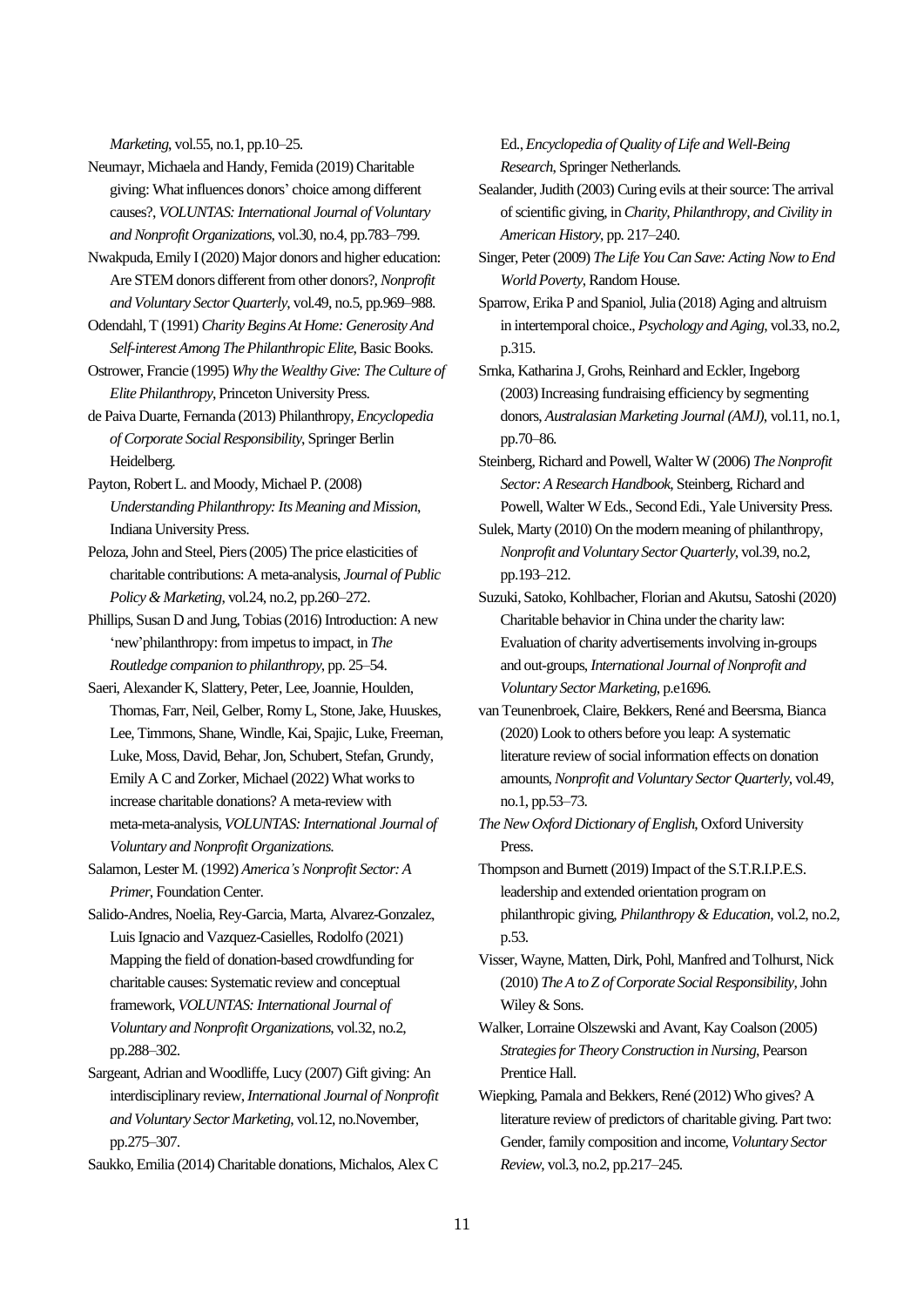*Marketing*, vol.55, no.1, pp.10–25.

Neumayr, Michaela and Handy, Femida (2019) Charitable giving: What influences donors' choice among different causes?, *VOLUNTAS: International Journal of Voluntary and Nonprofit Organizations*, vol.30, no.4, pp.783–799.

Nwakpuda, Emily I (2020) Major donors and higher education: Are STEM donors different from other donors?, *Nonprofit and Voluntary Sector Quarterly*, vol.49, no.5, pp.969–988.

Odendahl, T (1991) *Charity Begins At Home: Generosity And Self-interest Among The Philanthropic Elite*, Basic Books.

Ostrower, Francie (1995) *Why the Wealthy Give: The Culture of Elite Philanthropy*, Princeton University Press.

de Paiva Duarte, Fernanda (2013) Philanthropy, *Encyclopedia of Corporate Social Responsibility*, Springer Berlin Heidelberg.

Payton, Robert L. and Moody, Michael P. (2008) *Understanding Philanthropy: Its Meaning and Mission*, Indiana University Press.

Peloza, John and Steel, Piers (2005) The price elasticities of charitable contributions: A meta-analysis, *Journal of Public Policy & Marketing*, vol.24, no.2, pp.260–272.

Phillips, Susan D and Jung, Tobias (2016) Introduction: A new 'new'philanthropy: from impetus to impact, in *The Routledge companion to philanthropy*, pp. 25–54.

Saeri, Alexander K, Slattery, Peter, Lee, Joannie, Houlden, Thomas, Farr, Neil, Gelber, Romy L, Stone, Jake, Huuskes, Lee, Timmons, Shane, Windle, Kai, Spajic, Luke, Freeman, Luke, Moss, David, Behar, Jon, Schubert, Stefan, Grundy, Emily A C and Zorker, Michael (2022) What works to increase charitable donations? A meta-review with meta-meta-analysis, *VOLUNTAS: International Journal of Voluntary and Nonprofit Organizations*.

Salamon, Lester M. (1992) *America's Nonprofit Sector: A Primer*, Foundation Center.

Salido-Andres, Noelia, Rey-Garcia, Marta, Alvarez-Gonzalez, Luis Ignacio and Vazquez-Casielles, Rodolfo (2021) Mapping the field of donation-based crowdfunding for charitable causes: Systematic review and conceptual framework, *VOLUNTAS: International Journal of Voluntary and Nonprofit Organizations*, vol.32, no.2, pp.288–302.

Sargeant, Adrian and Woodliffe, Lucy (2007) Gift giving: An interdisciplinary review, *International Journal of Nonprofit and Voluntary Sector Marketing*, vol.12, no.November, pp.275–307.

Saukko, Emilia (2014) Charitable donations, Michalos, Alex C Ed., *Encyclopedia of Quality of Life and Well-Being Research*, Springer Netherlands.

Sealander, Judith (2003) Curing evils at their source: The arrival of scientific giving, in *Charity, Philanthropy, and Civility in American History*, pp. 217–240.

Singer, Peter (2009) *The Life You Can Save: Acting Now to End World Poverty*, Random House.

Sparrow, Erika P and Spaniol, Julia (2018) Aging and altruism in intertemporal choice., *Psychology and Aging*, vol.33, no.2, p.315.

Srnka, Katharina J, Grohs, Reinhard and Eckler, Ingeborg (2003) Increasing fundraising efficiency by segmenting donors, *Australasian Marketing Journal (AMJ)*, vol.11, no.1, pp.70–86.

Steinberg, Richard and Powell, Walter W (2006) *The Nonprofit Sector: A Research Handbook*, Steinberg, Richard and Powell, Walter W Eds., Second Edi., Yale University Press.

Sulek, Marty (2010) On the modern meaning of philanthropy, *Nonprofit and Voluntary Sector Quarterly*, vol.39, no.2, pp.193–212.

Suzuki, Satoko, Kohlbacher, Florian and Akutsu, Satoshi (2020) Charitable behavior in China under the charity law: Evaluation of charity advertisements involving in-groups and out-groups, *International Journal of Nonprofit and Voluntary Sector Marketing*, p.e1696.

van Teunenbroek, Claire, Bekkers, René and Beersma, Bianca (2020) Look to others before you leap: A systematic literature review of social information effects on donation amounts, *Nonprofit and Voluntary Sector Quarterly*, vol.49, no.1, pp.53–73.

*The New Oxford Dictionary of English*, Oxford University Press.

Thompson and Burnett (2019) Impact of the S.T.R.I.P.E.S. leadership and extended orientation program on philanthropic giving, *Philanthropy & Education*, vol.2, no.2, p.53.

Visser, Wayne, Matten, Dirk, Pohl, Manfred and Tolhurst, Nick (2010) *The A to Z of Corporate Social Responsibility*, John Wiley & Sons.

Walker, Lorraine Olszewski and Avant, Kay Coalson (2005) *Strategies for Theory Construction in Nursing*, Pearson Prentice Hall.

Wiepking, Pamala and Bekkers, René (2012) Who gives? A literature review of predictors of charitable giving. Part two: Gender, family composition and income, *Voluntary Sector Review*, vol.3, no.2, pp.217–245.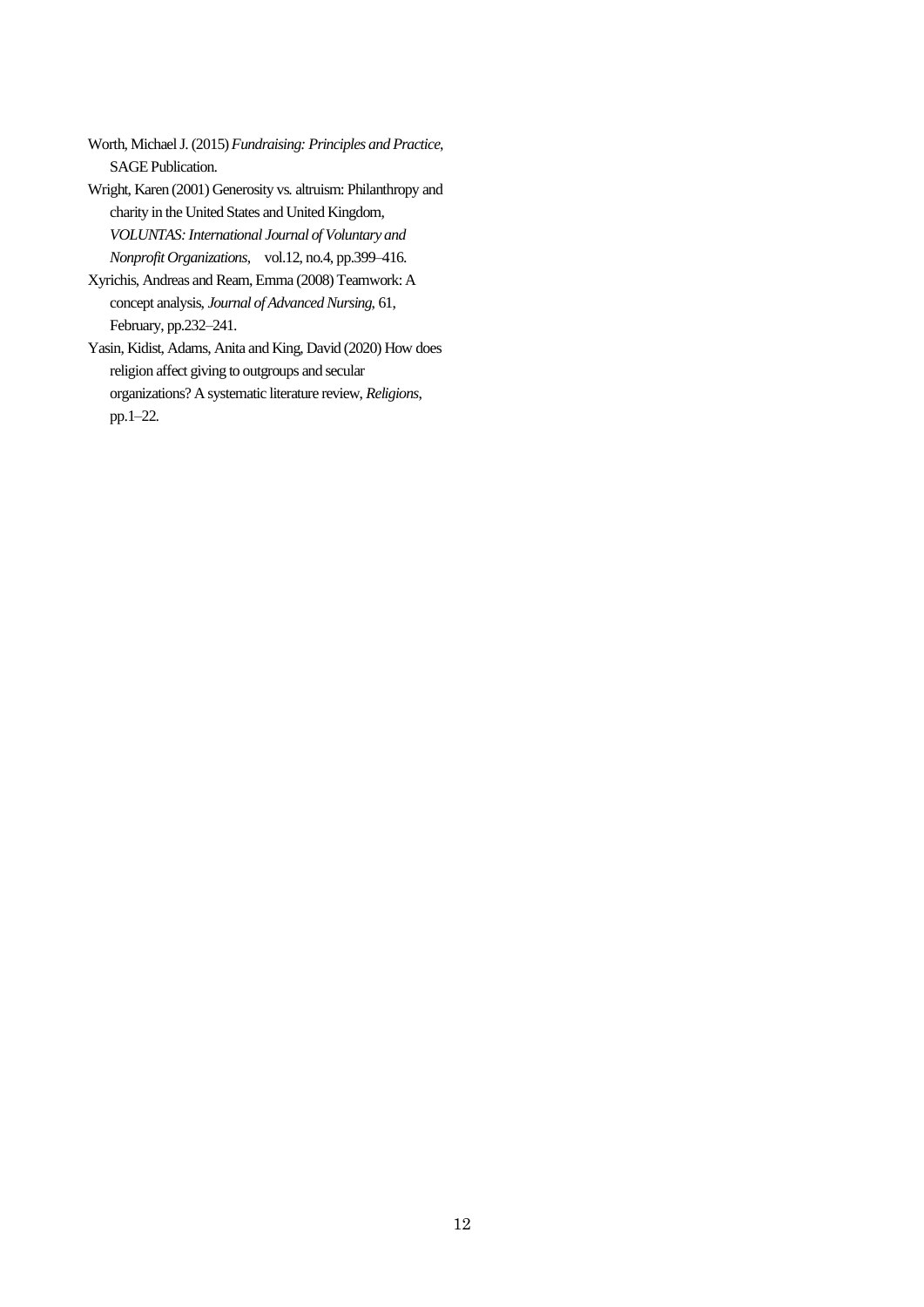Worth, Michael J. (2015) *Fundraising: Principles and Practice*, SAGE Publication.

Wright, Karen (2001) Generosity vs. altruism: Philanthropy and charity in the United States and United Kingdom, *VOLUNTAS: International Journal of Voluntary and Nonprofit Organizations*,　vol.12, no.4, pp.399–416.

Xyrichis, Andreas and Ream, Emma (2008) Teamwork: A concept analysis, *Journal of Advanced Nursing*, 61, February, pp.232–241.

Yasin, Kidist, Adams, Anita and King, David (2020) How does religion affect giving to outgroups and secular organizations? A systematic literature review, *Religions*, pp.1–22.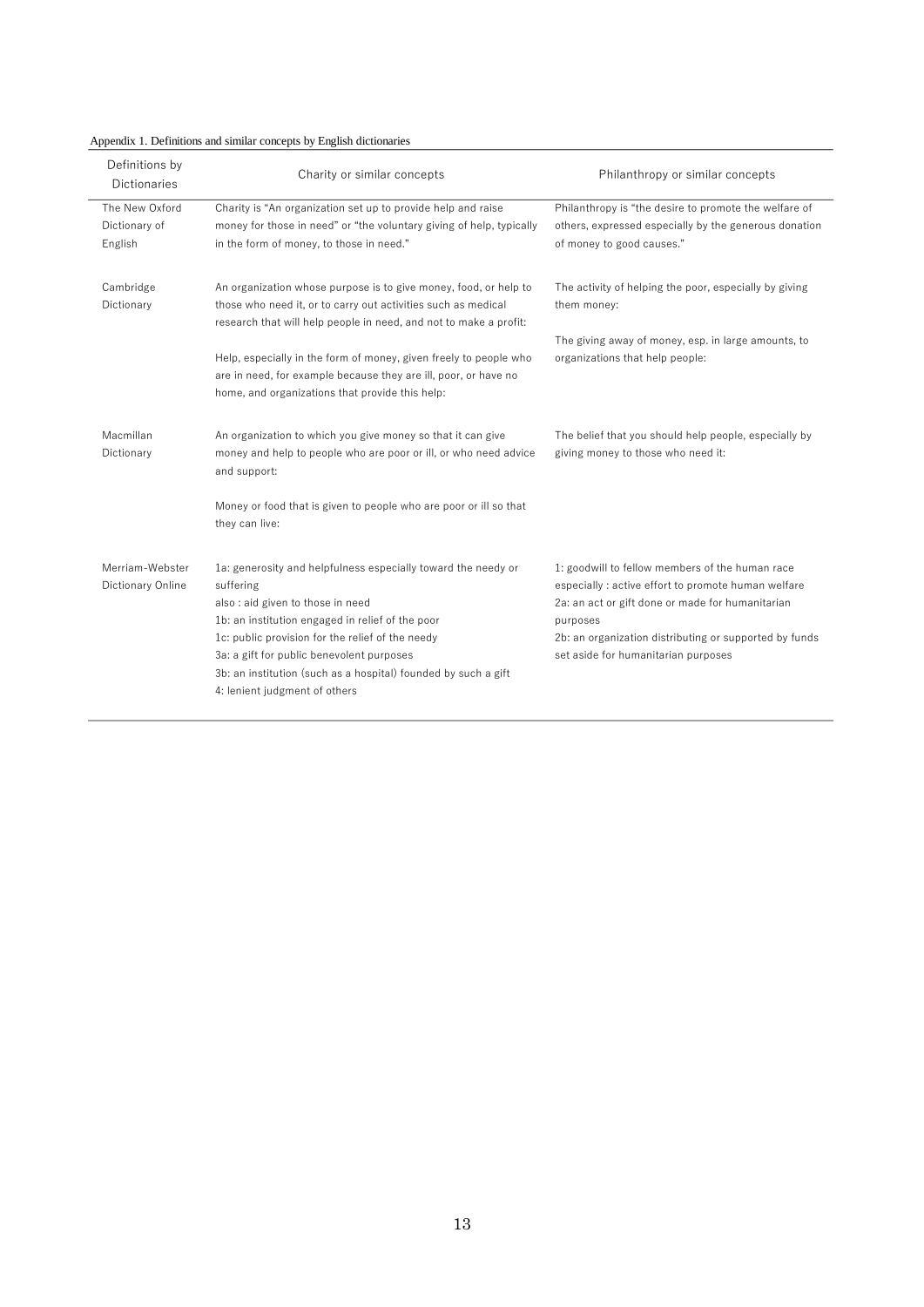Appendix 1. Definitions and similar concepts by English dictionaries

| Definitions by Dictionaries | Charity or similar concepts | Philanthropy or similar concepts |
|---|---|---|
| The New Oxford Dictionary of English | Charity is "An organization set up to provide help and raise money for those in need" or "the voluntary giving of help, typically in the form of money, to those in need." | Philanthropy is "the desire to promote the welfare of others, expressed especially by the generous donation of money to good causes." |
| Cambridge Dictionary | An organization whose purpose is to give money, food, or help to those who need it, or to carry out activities such as medical research that will help people in need, and not to make a profit:<br><br>Help, especially in the form of money, given freely to people who are in need, for example because they are ill, poor, or have no home, and organizations that provide this help: | The activity of helping the poor, especially by giving them money:<br><br>The giving away of money, esp. in large amounts, to organizations that help people: |
| Macmillan Dictionary | An organization to which you give money so that it can give money and help to people who are poor or ill, or who need advice and support:<br><br>Money or food that is given to people who are poor or ill so that they can live: | The belief that you should help people, especially by giving money to those who need it: |
| Merriam-Webster Dictionary Online | 1a: generosity and helpfulness especially toward the needy or suffering<br>also : aid given to those in need<br>1b: an institution engaged in relief of the poor<br>1c: public provision for the relief of the needy<br>3a: a gift for public benevolent purposes<br>3b: an institution (such as a hospital) founded by such a gift<br>4: lenient judgment of others | 1: goodwill to fellow members of the human race especially : active effort to promote human welfare<br>2a: an act or gift done or made for humanitarian purposes<br>2b: an organization distributing or supported by funds set aside for humanitarian purposes |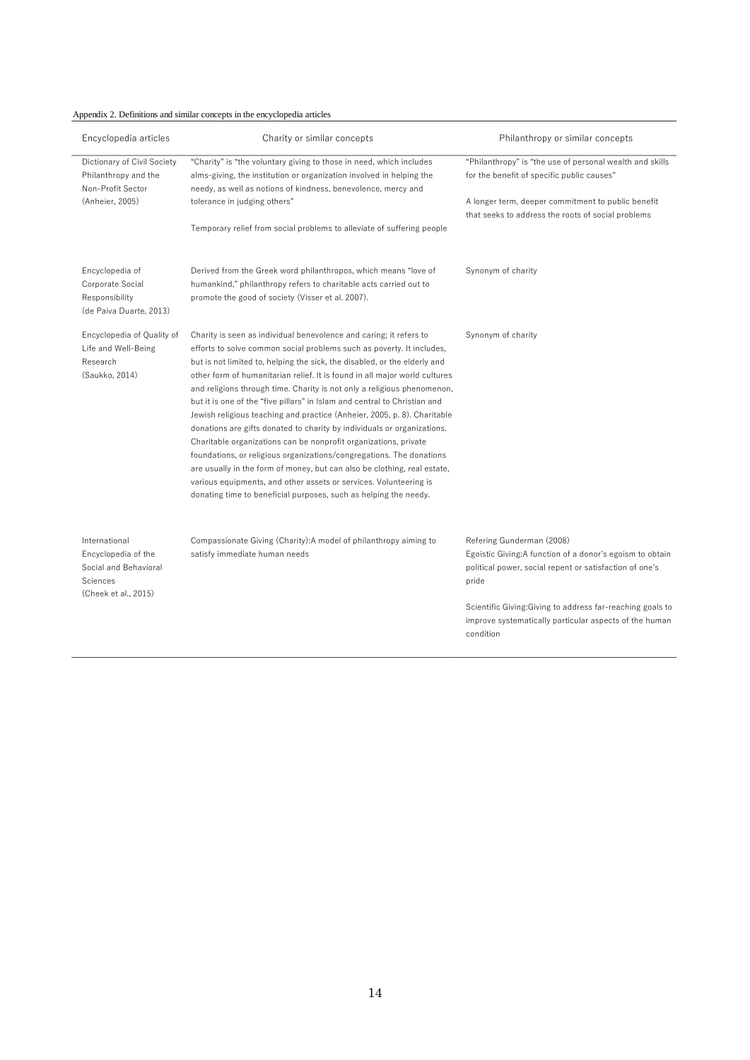Appendix 2. Definitions and similar concepts in the encyclopedia articles

| Encyclopedia articles | Charity or similar concepts | Philanthropy or similar concepts |
| --- | --- | --- |
| Dictionary of Civil Society Philanthropy and the Non-Profit Sector (Anheier, 2005) | "Charity" is "the voluntary giving to those in need, which includes alms-giving, the institution or organization involved in helping the needy, as well as notions of kindness, benevolence, mercy and tolerance in judging others"<br><br>Temporary relief from social problems to alleviate of suffering people | "Philanthropy" is "the use of personal wealth and skills for the benefit of specific public causes"<br><br>A longer term, deeper commitment to public benefit that seeks to address the roots of social problems |
| Encyclopedia of Corporate Social Responsibility (de Paiva Duarte, 2013) | Derived from the Greek word philanthropos, which means "love of humankind," philanthropy refers to charitable acts carried out to promote the good of society (Visser et al. 2007). | Synonym of charity |
| Encyclopedia of Quality of Life and Well-Being Research (Saukko, 2014) | Charity is seen as individual benevolence and caring; it refers to efforts to solve common social problems such as poverty. It includes, but is not limited to, helping the sick, the disabled, or the elderly and other form of humanitarian relief. It is found in all major world cultures and religions through time. Charity is not only a religious phenomenon, but it is one of the "five pillars" in Islam and central to Christian and Jewish religious teaching and practice (Anheier, 2005, p. 8). Charitable donations are gifts donated to charity by individuals or organizations. Charitable organizations can be nonprofit organizations, private foundations, or religious organizations/congregations. The donations are usually in the form of money, but can also be clothing, real estate, various equipments, and other assets or services. Volunteering is donating time to beneficial purposes, such as helping the needy. | Synonym of charity |
| International Encyclopedia of the Social and Behavioral Sciences (Cheek et al., 2015) | Compassionate Giving (Charity):A model of philanthropy aiming to satisfy immediate human needs | Refering Gunderman (2008)<br>Egoistic Giving:A function of a donor's egoism to obtain political power, social repent or satisfaction of one's pride<br><br>Scientific Giving:Giving to address far-reaching goals to improve systematically particular aspects of the human condition |